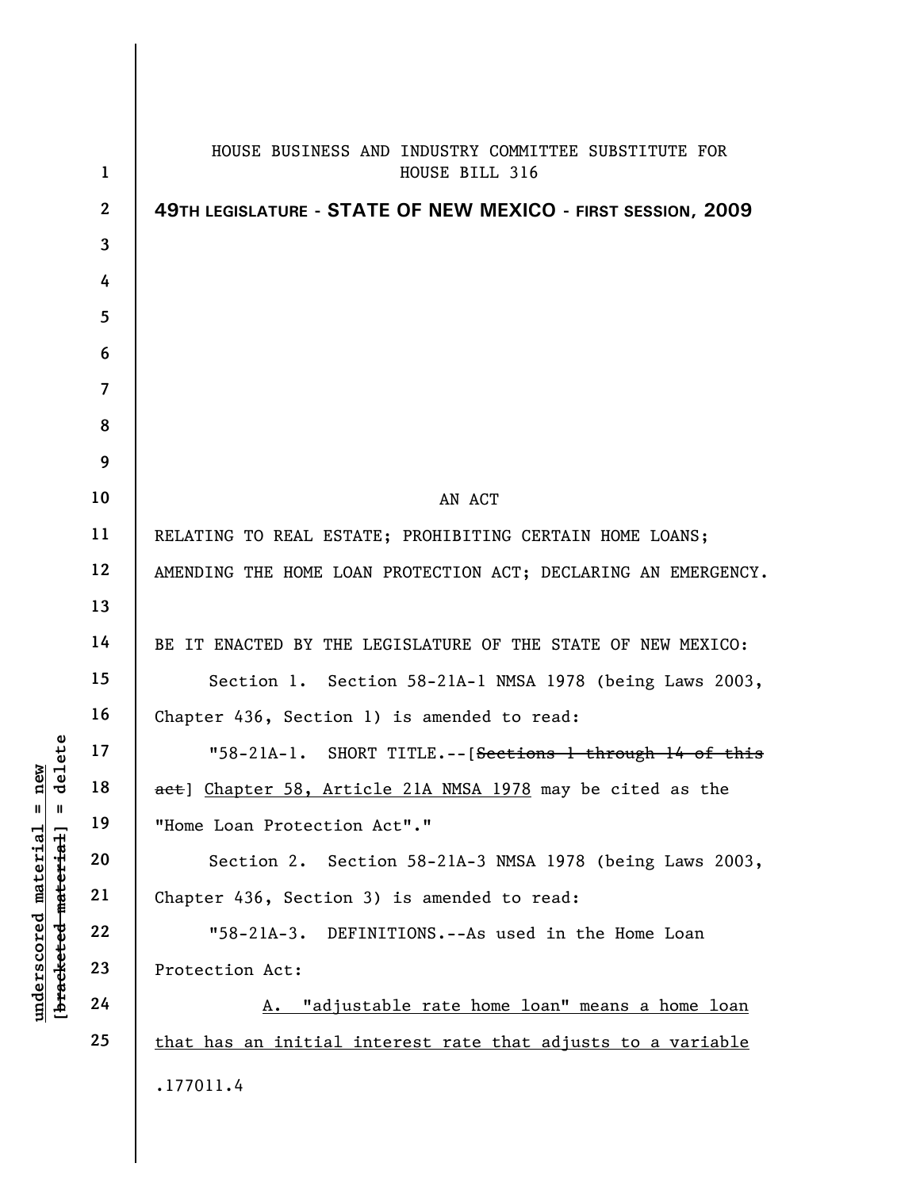HOUSE BUSINESS AND INDUSTRY COMMITTEE SUBSTITUTE FOR HOUSE BILL 316

**49TH LEGISLATURE - STATE OF NEW MEXICO - FIRST SESSION, 2009**

AN ACT

RELATING TO REAL ESTATE; PROHIBITING CERTAIN HOME LOANS; AMENDING THE HOME LOAN PROTECTION ACT; DECLARING AN EMERGENCY.

BE IT ENACTED BY THE LEGISLATURE OF THE STATE OF NEW MEXICO:

Section 1. Section 58-21A-1 NMSA 1978 (being Laws 2003, Chapter 436, Section 1) is amended to read:

"58-21A-1. SHORT TITLE.--[~~Sections 1 through 14 of this act~~] <u>Chapter 58, Article 21A NMSA 1978</u> may be cited as the "Home Loan Protection Act"."

Section 2. Section 58-21A-3 NMSA 1978 (being Laws 2003, Chapter 436, Section 3) is amended to read:

"58-21A-3. DEFINITIONS.--As used in the Home Loan Protection Act:

<u>A. "adjustable rate home loan" means a home loan that has an initial interest rate that adjusts to a variable</u>

.177011.4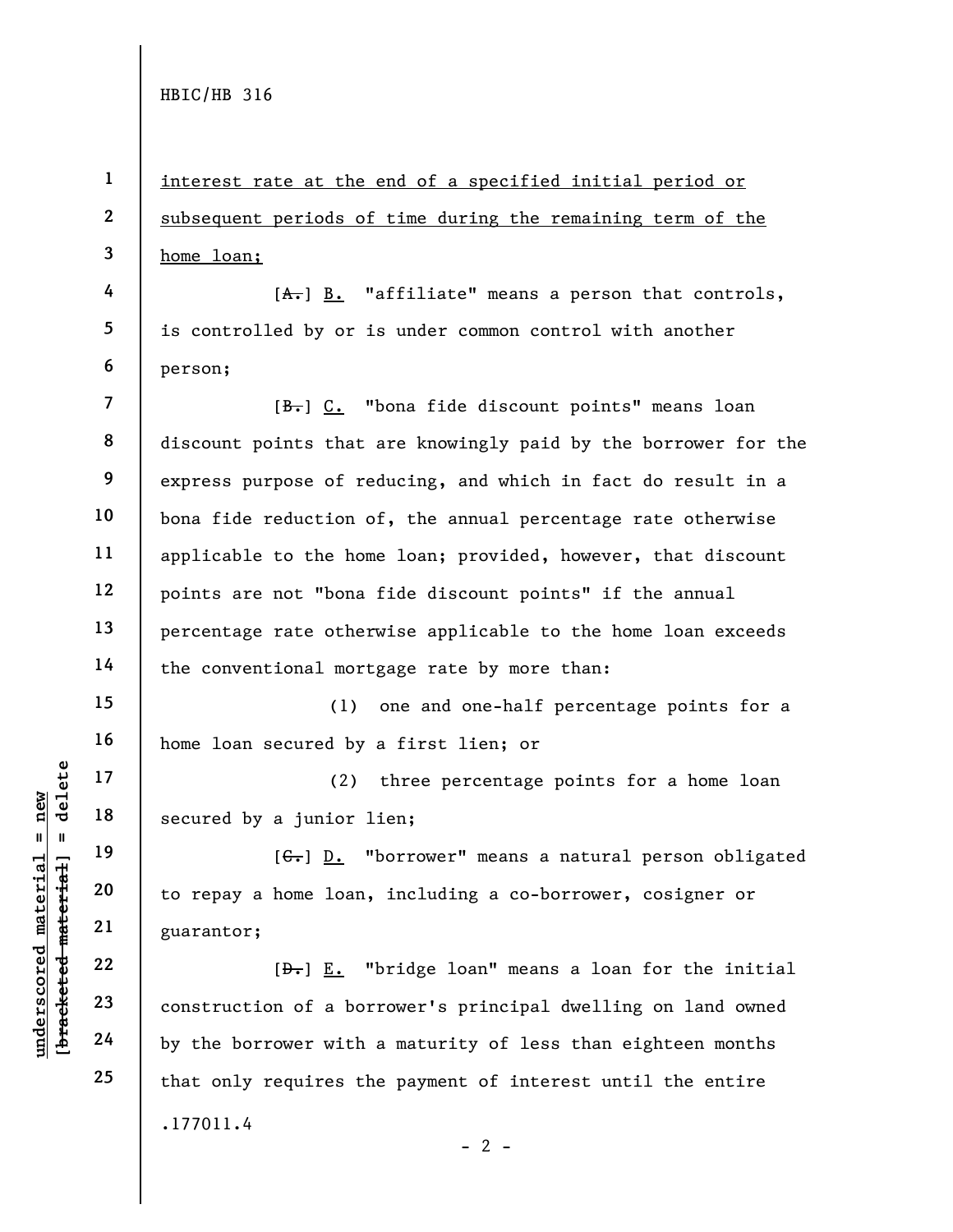interest rate at the end of a specified initial period or subsequent periods of time during the remaining term of the home loan;

[A.] B. "affiliate" means a person that controls, is controlled by or is under common control with another person;

[B.] C. "bona fide discount points" means loan discount points that are knowingly paid by the borrower for the express purpose of reducing, and which in fact do result in a bona fide reduction of, the annual percentage rate otherwise applicable to the home loan; provided, however, that discount points are not "bona fide discount points" if the annual percentage rate otherwise applicable to the home loan exceeds the conventional mortgage rate by more than:

(1) one and one-half percentage points for a home loan secured by a first lien; or

(2) three percentage points for a home loan secured by a junior lien;

[C.] D. "borrower" means a natural person obligated to repay a home loan, including a co-borrower, cosigner or guarantor;

[D.] E. "bridge loan" means a loan for the initial construction of a borrower's principal dwelling on land owned by the borrower with a maturity of less than eighteen months that only requires the payment of interest until the entire

.177011.4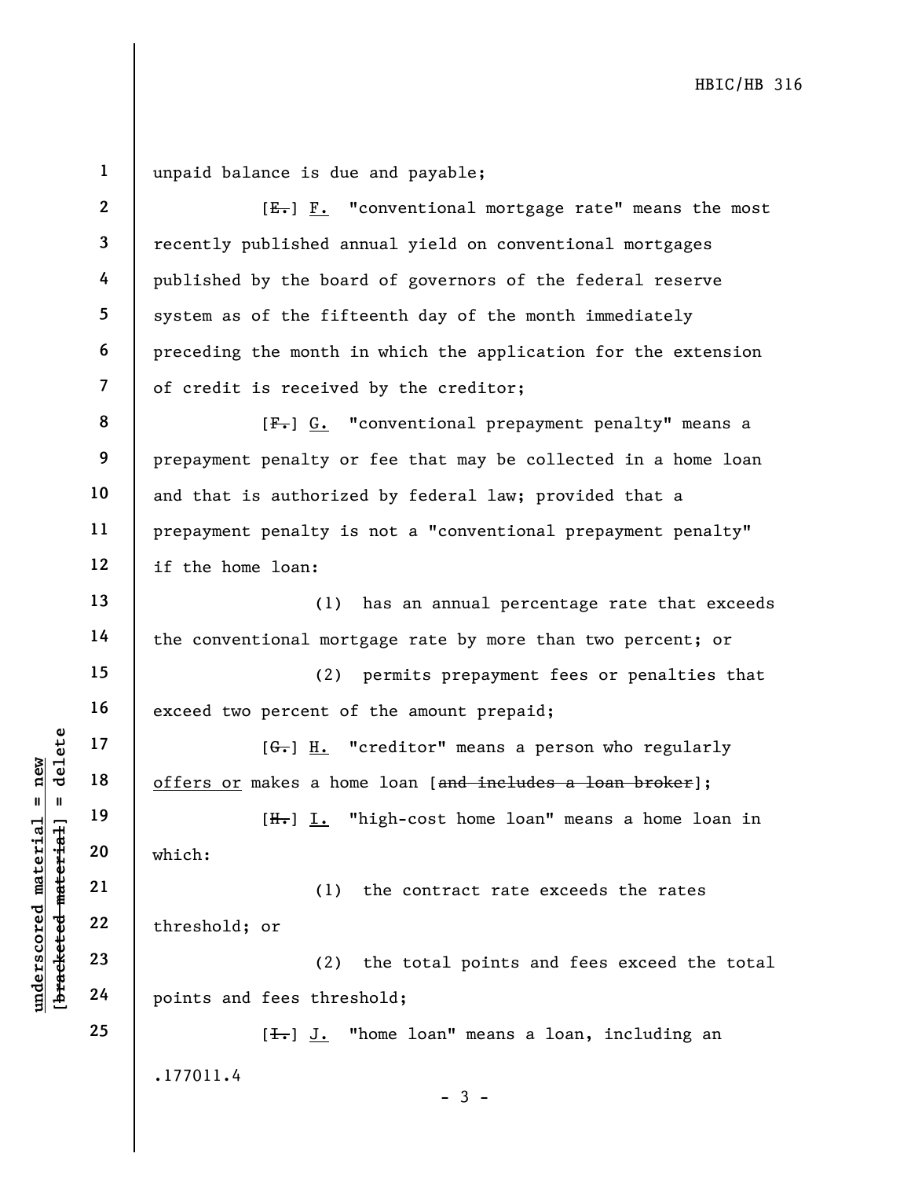unpaid balance is due and payable;

[~~E.~~] <u>F.</u> "conventional mortgage rate" means the most recently published annual yield on conventional mortgages published by the board of governors of the federal reserve system as of the fifteenth day of the month immediately preceding the month in which the application for the extension of credit is received by the creditor;

[~~F.~~] <u>G.</u> "conventional prepayment penalty" means a prepayment penalty or fee that may be collected in a home loan and that is authorized by federal law; provided that a prepayment penalty is not a "conventional prepayment penalty" if the home loan:

(1) has an annual percentage rate that exceeds the conventional mortgage rate by more than two percent; or

(2) permits prepayment fees or penalties that exceed two percent of the amount prepaid;

[~~G.~~] <u>H.</u> "creditor" means a person who regularly <u>offers or</u> makes a home loan [~~and includes a loan broker~~];

[~~H.~~] <u>I.</u> "high-cost home loan" means a home loan in which:

(1) the contract rate exceeds the rates threshold; or

(2) the total points and fees exceed the total points and fees threshold;

[~~I.~~] <u>J.</u> "home loan" means a loan, including an

.177011.4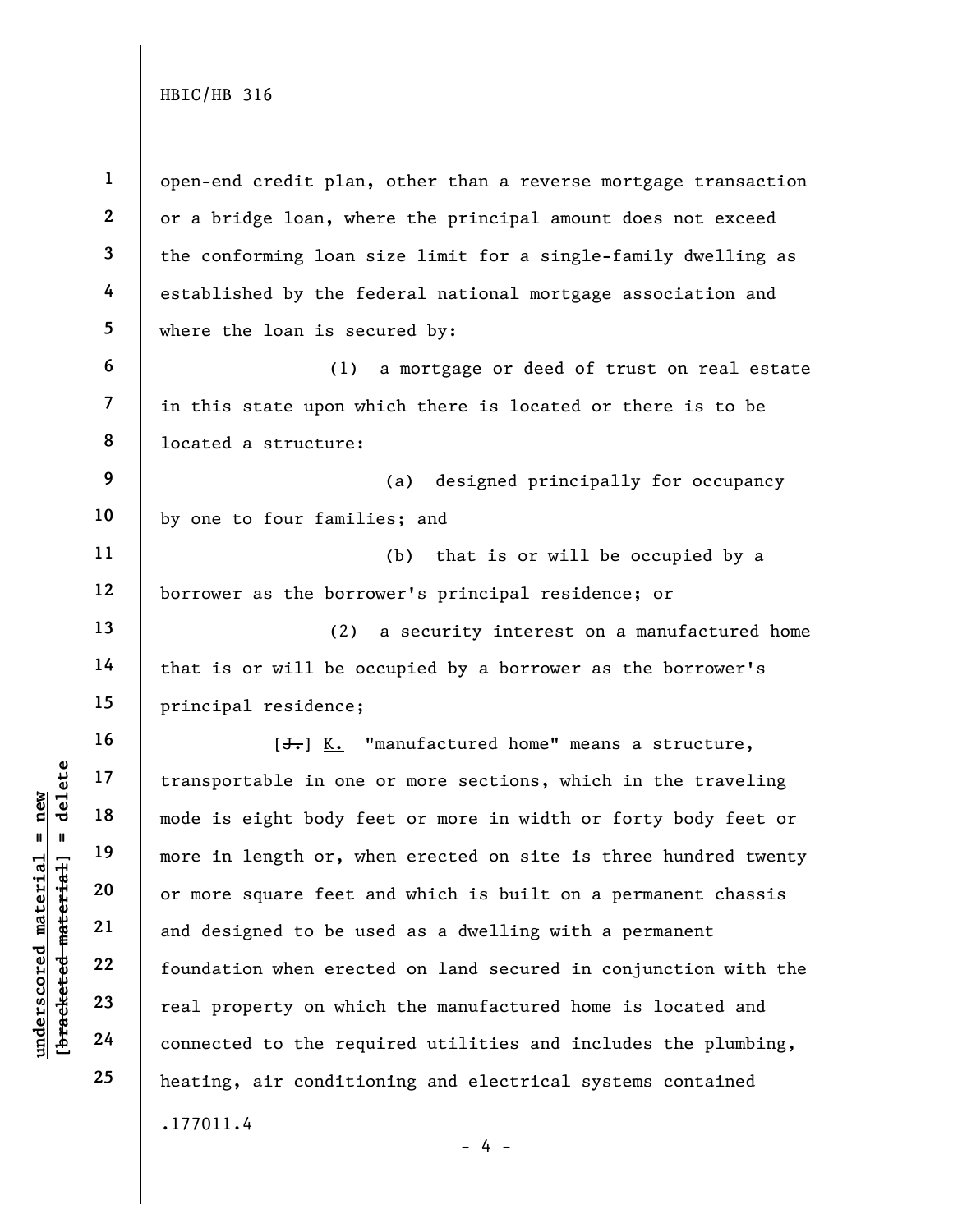open-end credit plan, other than a reverse mortgage transaction or a bridge loan, where the principal amount does not exceed the conforming loan size limit for a single-family dwelling as established by the federal national mortgage association and where the loan is secured by:

(1) a mortgage or deed of trust on real estate in this state upon which there is located or there is to be located a structure:

(a) designed principally for occupancy by one to four families; and

(b) that is or will be occupied by a borrower as the borrower's principal residence; or

(2) a security interest on a manufactured home that is or will be occupied by a borrower as the borrower's principal residence;

[~~J.~~] K. "manufactured home" means a structure, transportable in one or more sections, which in the traveling mode is eight body feet or more in width or forty body feet or more in length or, when erected on site is three hundred twenty or more square feet and which is built on a permanent chassis and designed to be used as a dwelling with a permanent foundation when erected on land secured in conjunction with the real property on which the manufactured home is located and connected to the required utilities and includes the plumbing, heating, air conditioning and electrical systems contained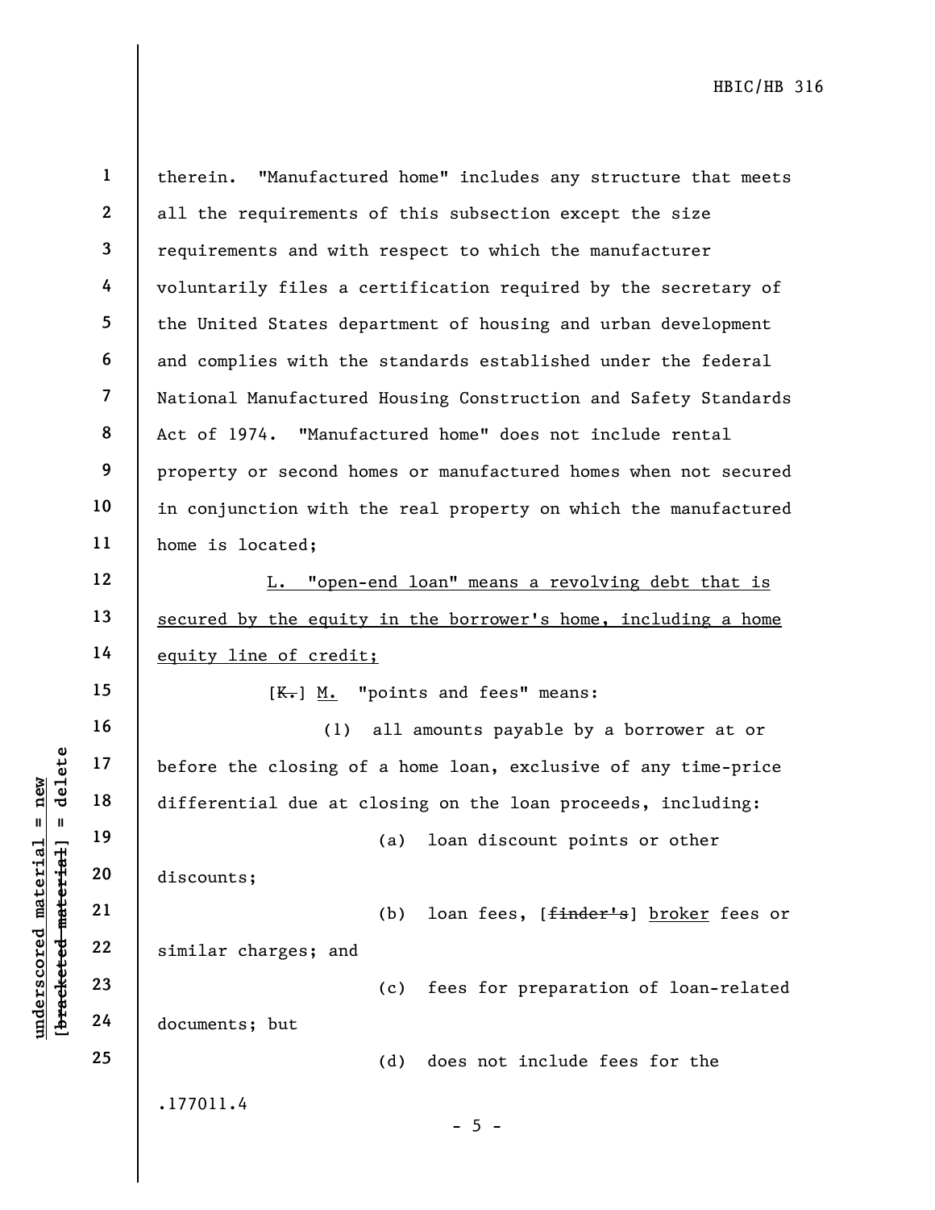therein. "Manufactured home" includes any structure that meets all the requirements of this subsection except the size requirements and with respect to which the manufacturer voluntarily files a certification required by the secretary of the United States department of housing and urban development and complies with the standards established under the federal National Manufactured Housing Construction and Safety Standards Act of 1974. "Manufactured home" does not include rental property or second homes or manufactured homes when not secured in conjunction with the real property on which the manufactured home is located;

<u>L. "open-end loan" means a revolving debt that is secured by the equity in the borrower's home, including a home equity line of credit;</u>

[~~K.~~] <u>M.</u> "points and fees" means:

(1) all amounts payable by a borrower at or before the closing of a home loan, exclusive of any time-price differential due at closing on the loan proceeds, including:

(a) loan discount points or other discounts;

(b) loan fees, [~~finder's~~] <u>broker</u> fees or similar charges; and

(c) fees for preparation of loan-related documents; but

(d) does not include fees for the

.177011.4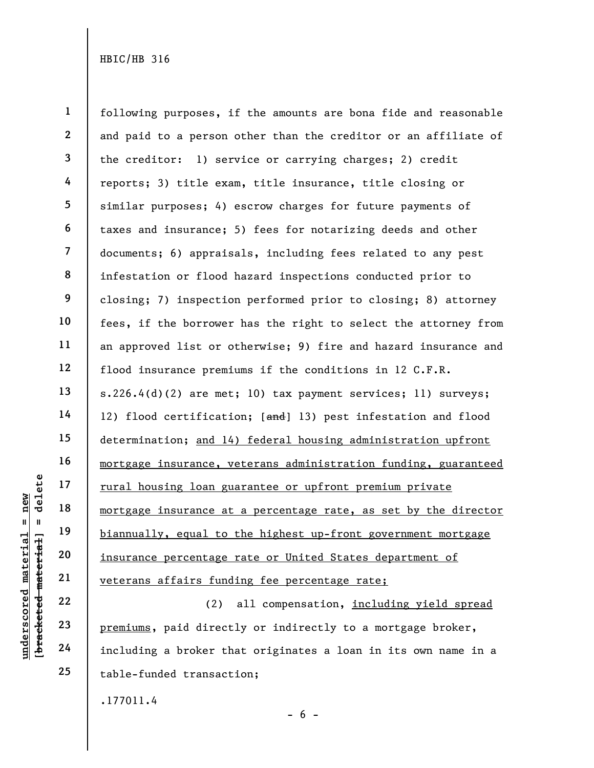following purposes, if the amounts are bona fide and reasonable and paid to a person other than the creditor or an affiliate of the creditor: 1) service or carrying charges; 2) credit reports; 3) title exam, title insurance, title closing or similar purposes; 4) escrow charges for future payments of taxes and insurance; 5) fees for notarizing deeds and other documents; 6) appraisals, including fees related to any pest infestation or flood hazard inspections conducted prior to closing; 7) inspection performed prior to closing; 8) attorney fees, if the borrower has the right to select the attorney from an approved list or otherwise; 9) fire and hazard insurance and flood insurance premiums if the conditions in 12 C.F.R. s.226.4(d)(2) are met; 10) tax payment services; 11) surveys; 12) flood certification; [~~and~~] 13) pest infestation and flood determination; <u>and 14) federal housing administration upfront mortgage insurance, veterans administration funding, guaranteed rural housing loan guarantee or upfront premium private mortgage insurance at a percentage rate, as set by the director biannually, equal to the highest up-front government mortgage insurance percentage rate or United States department of veterans affairs funding fee percentage rate;</u>

(2) all compensation, <u>including yield spread premiums</u>, paid directly or indirectly to a mortgage broker, including a broker that originates a loan in its own name in a table-funded transaction;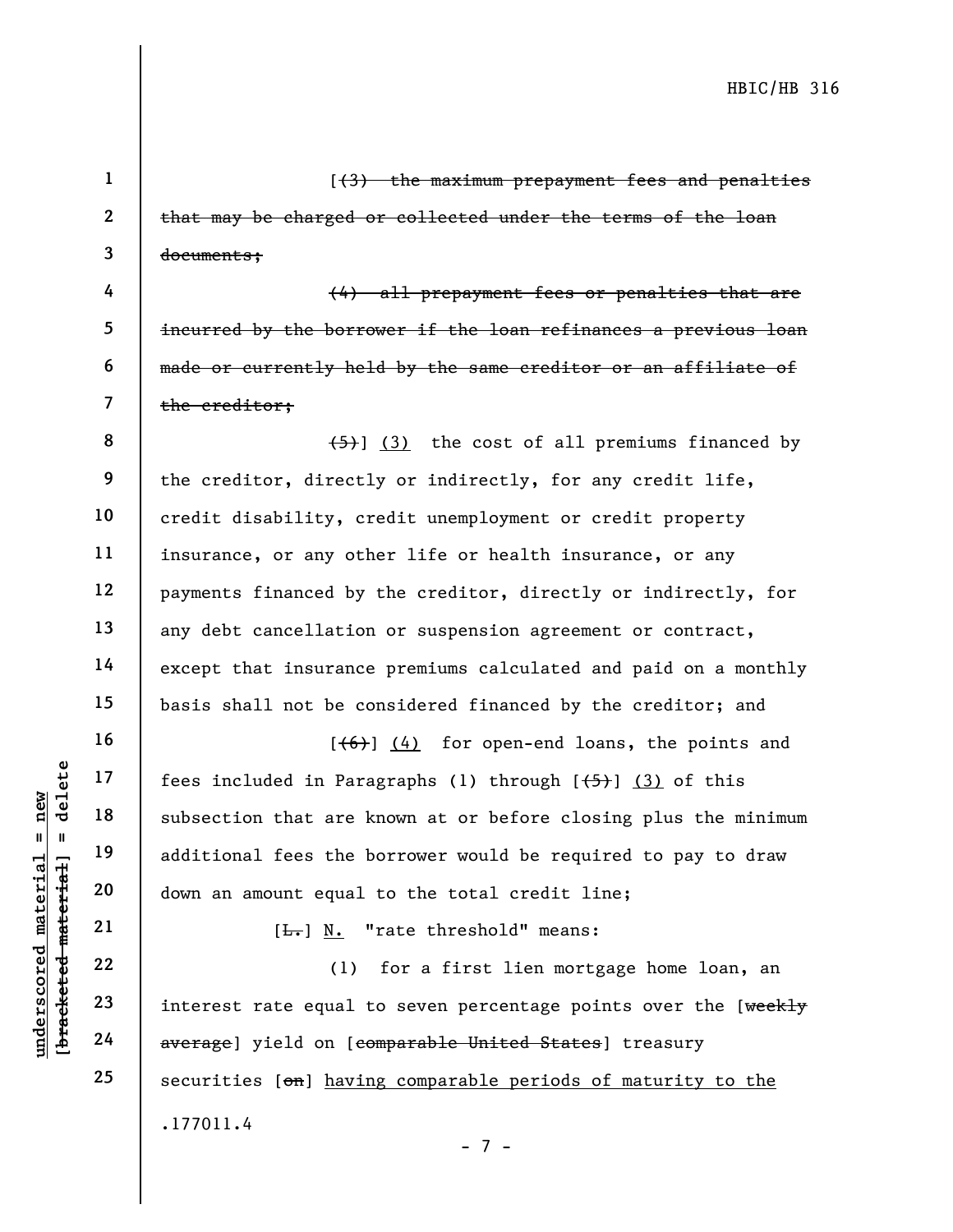[~~(3) the maximum prepayment fees and penalties that may be charged or collected under the terms of the loan documents;~~

~~(4) all prepayment fees or penalties that are incurred by the borrower if the loan refinances a previous loan made or currently held by the same creditor or an affiliate of the creditor;~~

~~(5)~~] <u>(3)</u> the cost of all premiums financed by the creditor, directly or indirectly, for any credit life, credit disability, credit unemployment or credit property insurance, or any other life or health insurance, or any payments financed by the creditor, directly or indirectly, for any debt cancellation or suspension agreement or contract, except that insurance premiums calculated and paid on a monthly basis shall not be considered financed by the creditor; and

[~~(6)~~] <u>(4)</u> for open-end loans, the points and fees included in Paragraphs (1) through [~~(5)~~] <u>(3)</u> of this subsection that are known at or before closing plus the minimum additional fees the borrower would be required to pay to draw down an amount equal to the total credit line;

[~~L.~~] <u>N.</u> "rate threshold" means:

(1) for a first lien mortgage home loan, an interest rate equal to seven percentage points over the [~~weekly average~~] yield on [~~comparable United States~~] treasury securities [~~on~~] <u>having comparable periods of maturity to the</u>

.177011.4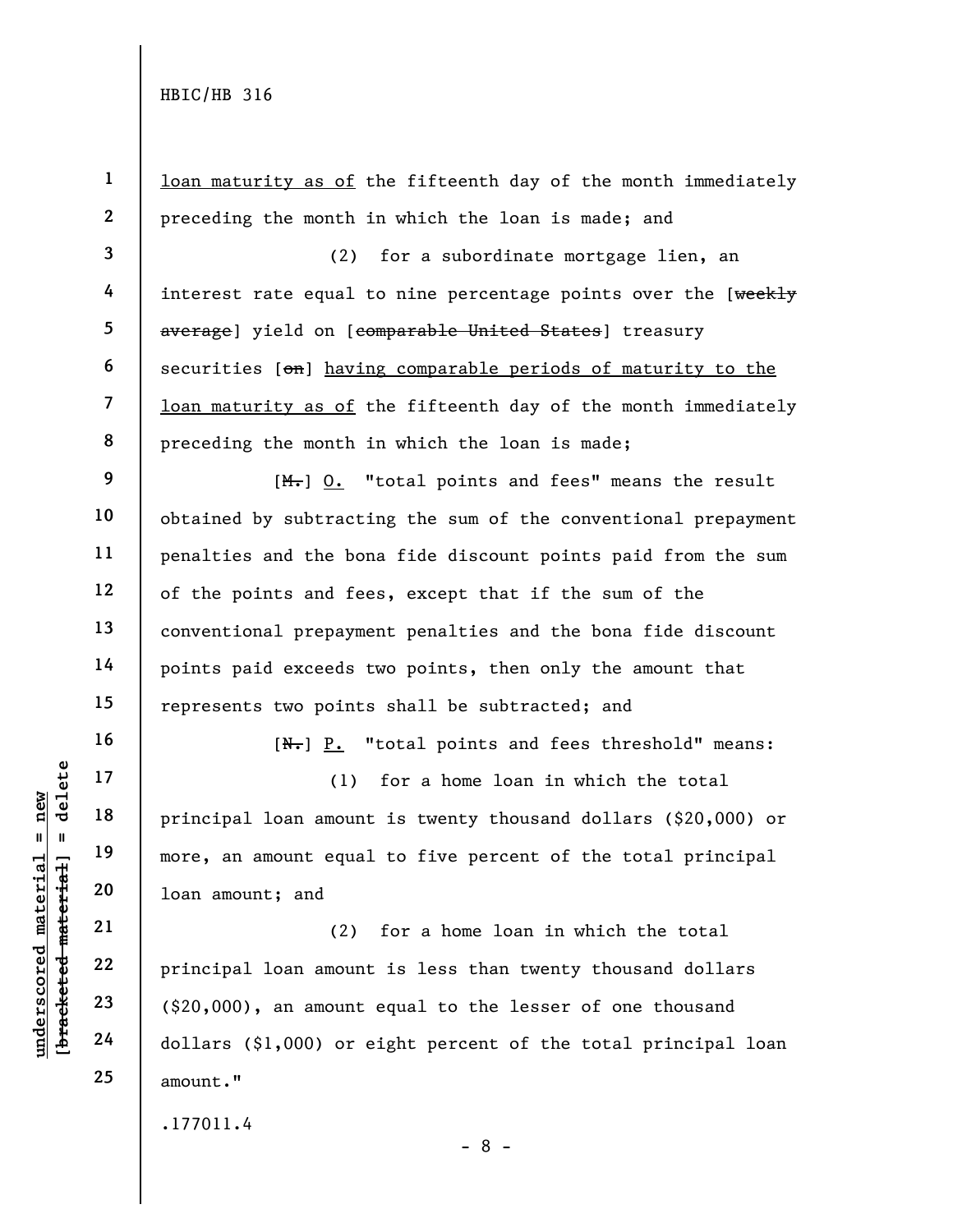loan maturity as of the fifteenth day of the month immediately preceding the month in which the loan is made; and

(2) for a subordinate mortgage lien, an interest rate equal to nine percentage points over the [~~weekly average~~] yield on [~~comparable United States~~] treasury securities [~~on~~] having comparable periods of maturity to the loan maturity as of the fifteenth day of the month immediately preceding the month in which the loan is made;

[~~M.~~] O. "total points and fees" means the result obtained by subtracting the sum of the conventional prepayment penalties and the bona fide discount points paid from the sum of the points and fees, except that if the sum of the conventional prepayment penalties and the bona fide discount points paid exceeds two points, then only the amount that represents two points shall be subtracted; and

[~~N.~~] P. "total points and fees threshold" means:

(1) for a home loan in which the total principal loan amount is twenty thousand dollars ($20,000) or more, an amount equal to five percent of the total principal loan amount; and

(2) for a home loan in which the total principal loan amount is less than twenty thousand dollars ($20,000), an amount equal to the lesser of one thousand dollars ($1,000) or eight percent of the total principal loan amount."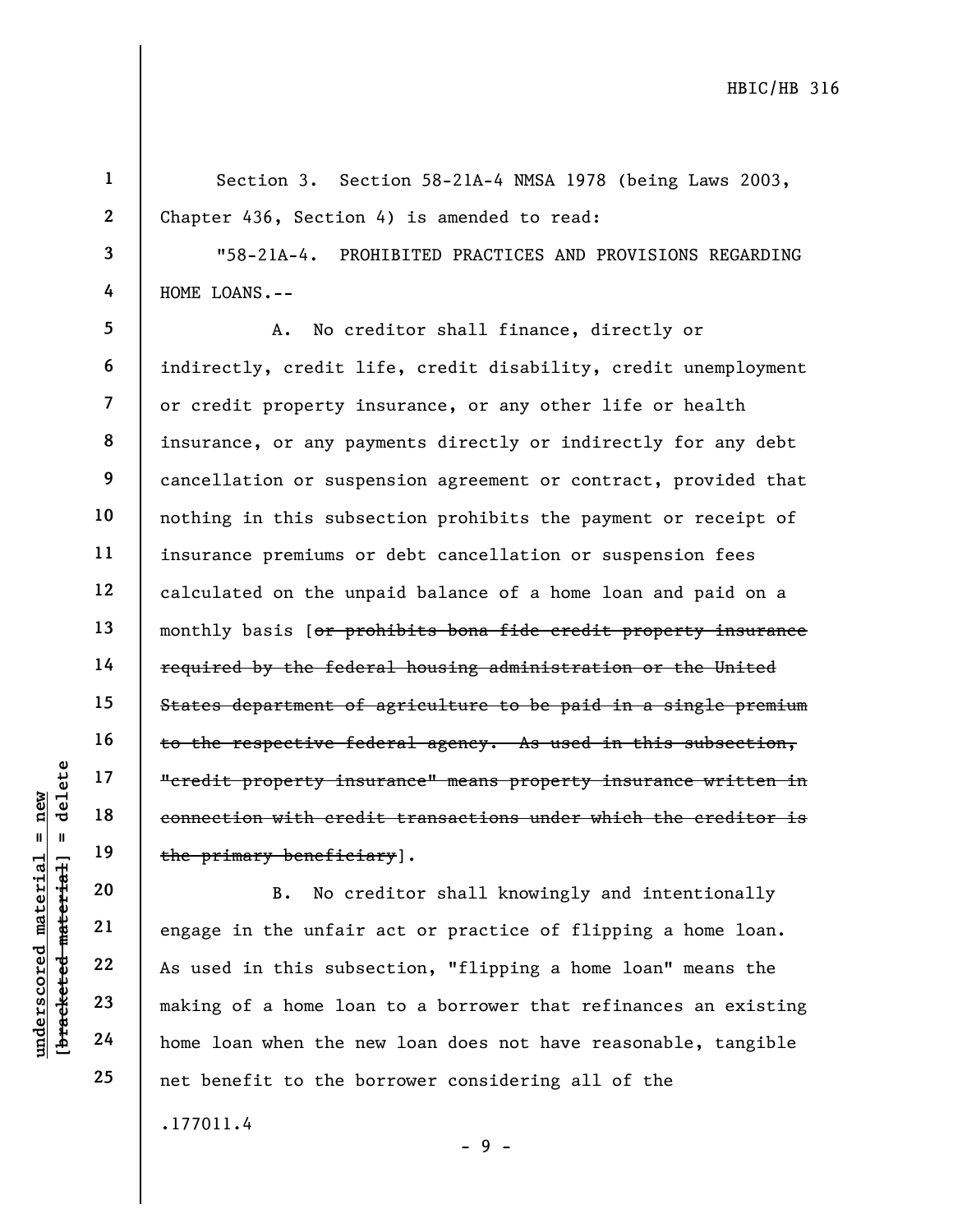Section 3. Section 58-21A-4 NMSA 1978 (being Laws 2003, Chapter 436, Section 4) is amended to read:

"58-21A-4. PROHIBITED PRACTICES AND PROVISIONS REGARDING HOME LOANS.--

A. No creditor shall finance, directly or indirectly, credit life, credit disability, credit unemployment or credit property insurance, or any other life or health insurance, or any payments directly or indirectly for any debt cancellation or suspension agreement or contract, provided that nothing in this subsection prohibits the payment or receipt of insurance premiums or debt cancellation or suspension fees calculated on the unpaid balance of a home loan and paid on a monthly basis [~~or prohibits bona fide credit property insurance required by the federal housing administration or the United States department of agriculture to be paid in a single premium to the respective federal agency. As used in this subsection, "credit property insurance" means property insurance written in connection with credit transactions under which the creditor is the primary beneficiary~~].

B. No creditor shall knowingly and intentionally engage in the unfair act or practice of flipping a home loan. As used in this subsection, "flipping a home loan" means the making of a home loan to a borrower that refinances an existing home loan when the new loan does not have reasonable, tangible net benefit to the borrower considering all of the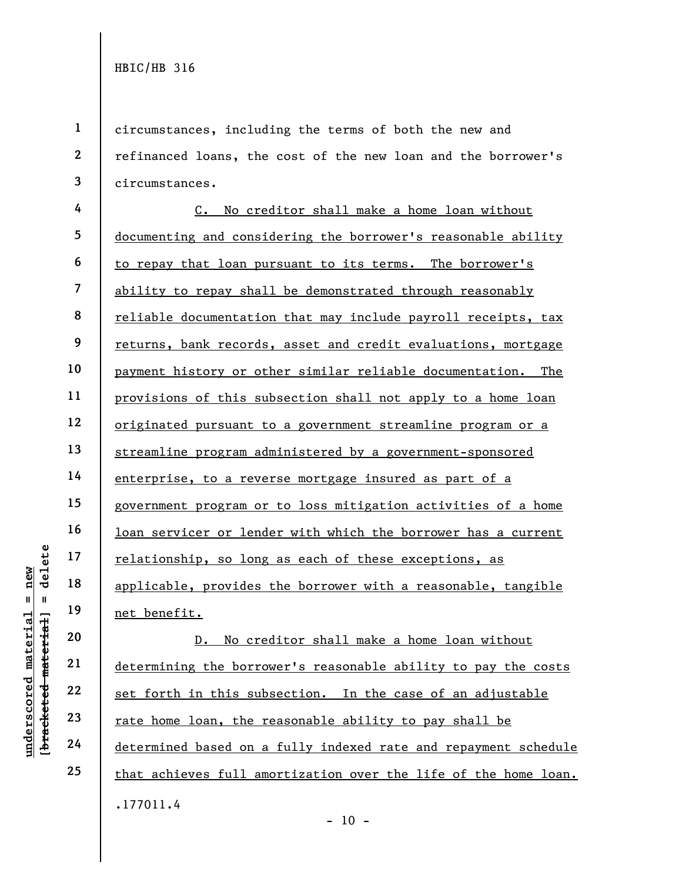circumstances, including the terms of both the new and refinanced loans, the cost of the new loan and the borrower's circumstances.

C. No creditor shall make a home loan without documenting and considering the borrower's reasonable ability to repay that loan pursuant to its terms. The borrower's ability to repay shall be demonstrated through reasonably reliable documentation that may include payroll receipts, tax returns, bank records, asset and credit evaluations, mortgage payment history or other similar reliable documentation. The provisions of this subsection shall not apply to a home loan originated pursuant to a government streamline program or a streamline program administered by a government-sponsored enterprise, to a reverse mortgage insured as part of a government program or to loss mitigation activities of a home loan servicer or lender with which the borrower has a current relationship, so long as each of these exceptions, as applicable, provides the borrower with a reasonable, tangible net benefit.

D. No creditor shall make a home loan without determining the borrower's reasonable ability to pay the costs set forth in this subsection. In the case of an adjustable rate home loan, the reasonable ability to pay shall be determined based on a fully indexed rate and repayment schedule that achieves full amortization over the life of the home loan.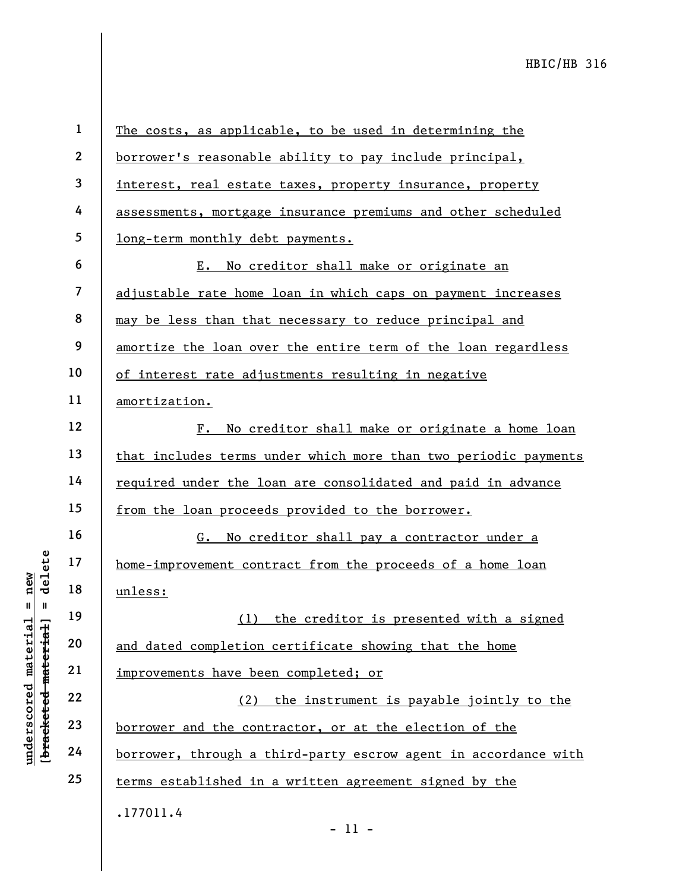The costs, as applicable, to be used in determining the borrower's reasonable ability to pay include principal, interest, real estate taxes, property insurance, property assessments, mortgage insurance premiums and other scheduled long-term monthly debt payments.

E. No creditor shall make or originate an adjustable rate home loan in which caps on payment increases may be less than that necessary to reduce principal and amortize the loan over the entire term of the loan regardless of interest rate adjustments resulting in negative amortization.

F. No creditor shall make or originate a home loan that includes terms under which more than two periodic payments required under the loan are consolidated and paid in advance from the loan proceeds provided to the borrower.

G. No creditor shall pay a contractor under a home-improvement contract from the proceeds of a home loan unless:

(1) the creditor is presented with a signed and dated completion certificate showing that the home improvements have been completed; or

(2) the instrument is payable jointly to the borrower and the contractor, or at the election of the borrower, through a third-party escrow agent in accordance with terms established in a written agreement signed by the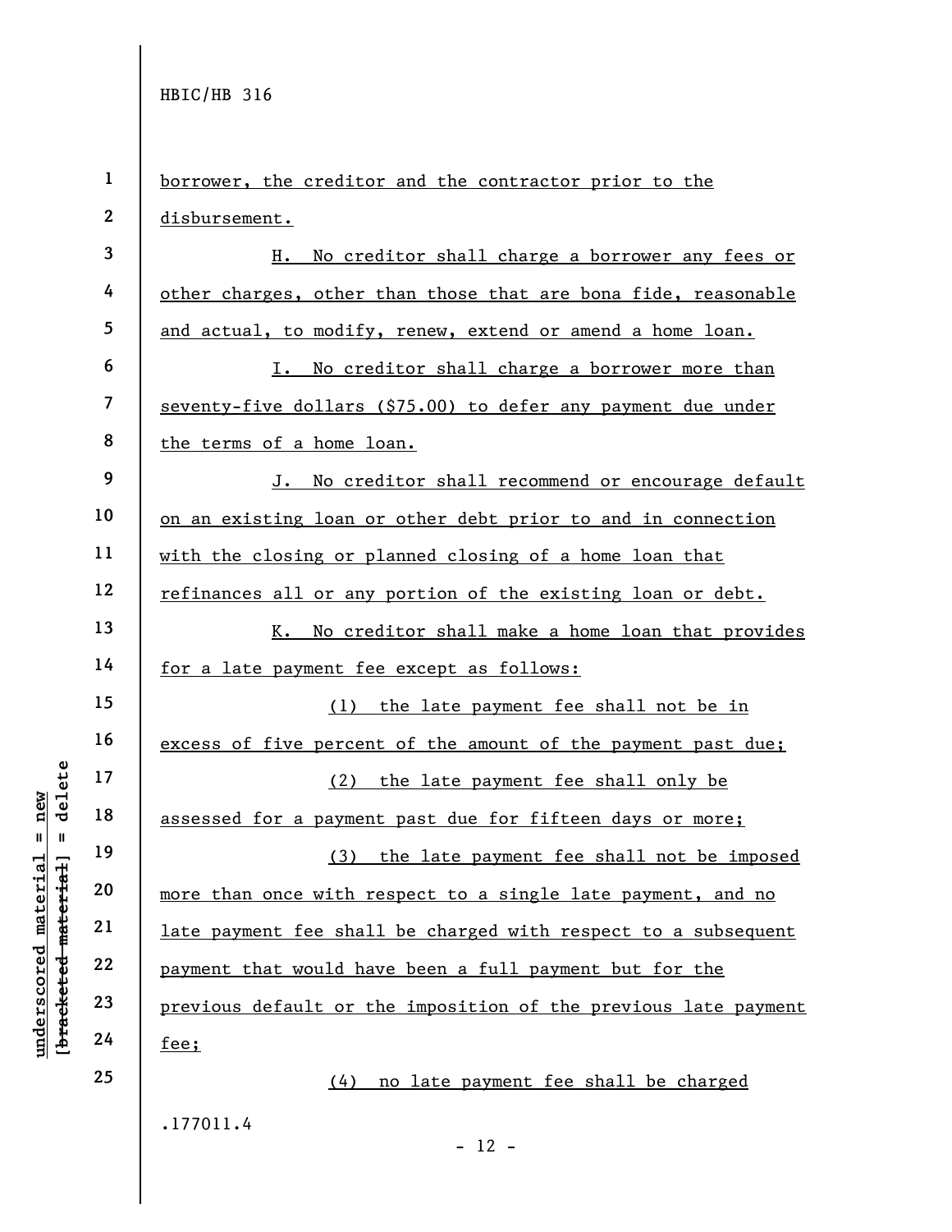borrower, the creditor and the contractor prior to the disbursement.

H. No creditor shall charge a borrower any fees or other charges, other than those that are bona fide, reasonable and actual, to modify, renew, extend or amend a home loan.

I. No creditor shall charge a borrower more than seventy-five dollars ($75.00) to defer any payment due under the terms of a home loan.

J. No creditor shall recommend or encourage default on an existing loan or other debt prior to and in connection with the closing or planned closing of a home loan that refinances all or any portion of the existing loan or debt.

K. No creditor shall make a home loan that provides for a late payment fee except as follows:

(1) the late payment fee shall not be in excess of five percent of the amount of the payment past due;

(2) the late payment fee shall only be assessed for a payment past due for fifteen days or more;

(3) the late payment fee shall not be imposed more than once with respect to a single late payment, and no late payment fee shall be charged with respect to a subsequent payment that would have been a full payment but for the previous default or the imposition of the previous late payment fee;

(4) no late payment fee shall be charged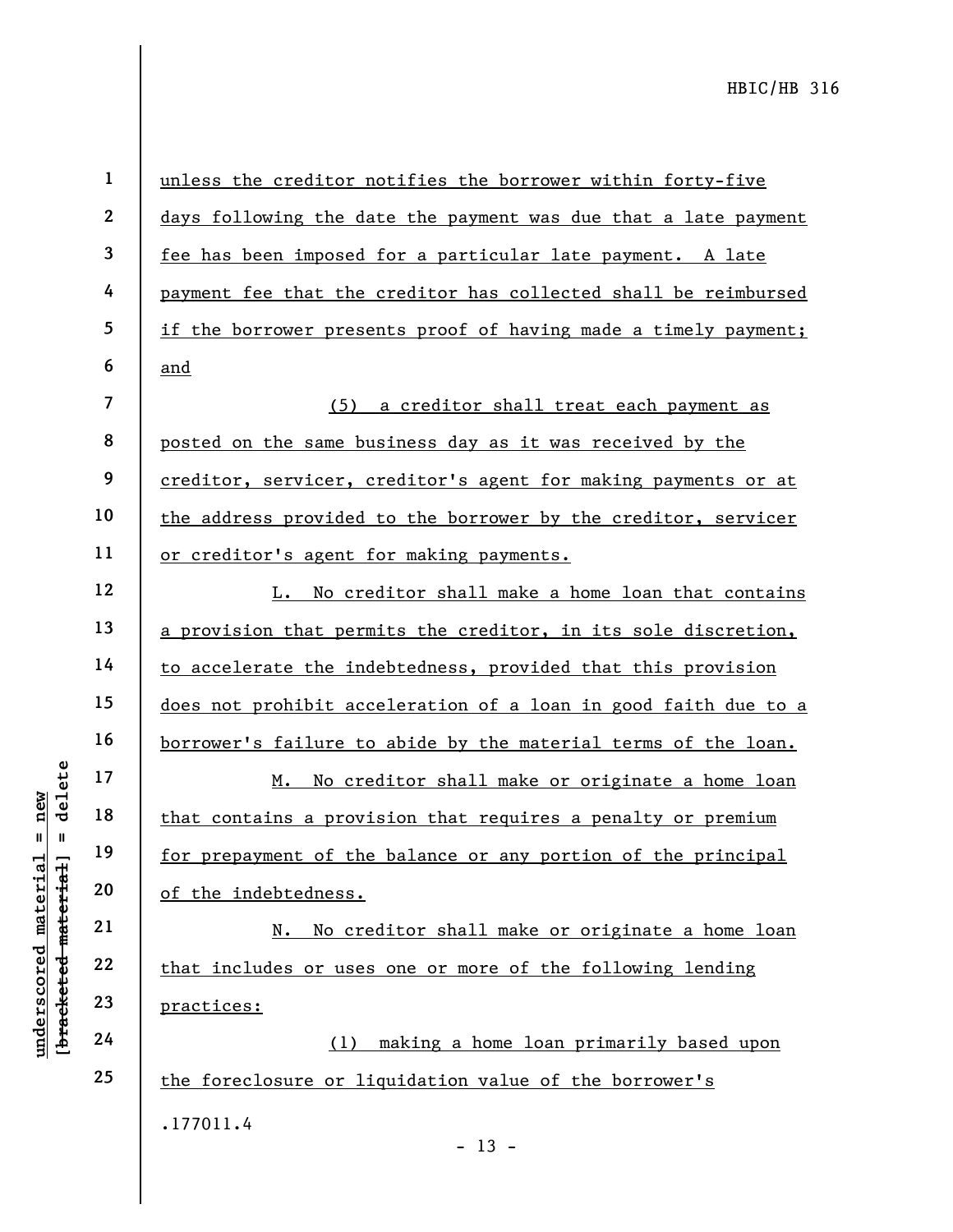unless the creditor notifies the borrower within forty-five days following the date the payment was due that a late payment fee has been imposed for a particular late payment. A late payment fee that the creditor has collected shall be reimbursed if the borrower presents proof of having made a timely payment; and

(5) a creditor shall treat each payment as posted on the same business day as it was received by the creditor, servicer, creditor's agent for making payments or at the address provided to the borrower by the creditor, servicer or creditor's agent for making payments.

L. No creditor shall make a home loan that contains a provision that permits the creditor, in its sole discretion, to accelerate the indebtedness, provided that this provision does not prohibit acceleration of a loan in good faith due to a borrower's failure to abide by the material terms of the loan.

M. No creditor shall make or originate a home loan that contains a provision that requires a penalty or premium for prepayment of the balance or any portion of the principal of the indebtedness.

N. No creditor shall make or originate a home loan that includes or uses one or more of the following lending practices:

(1) making a home loan primarily based upon the foreclosure or liquidation value of the borrower's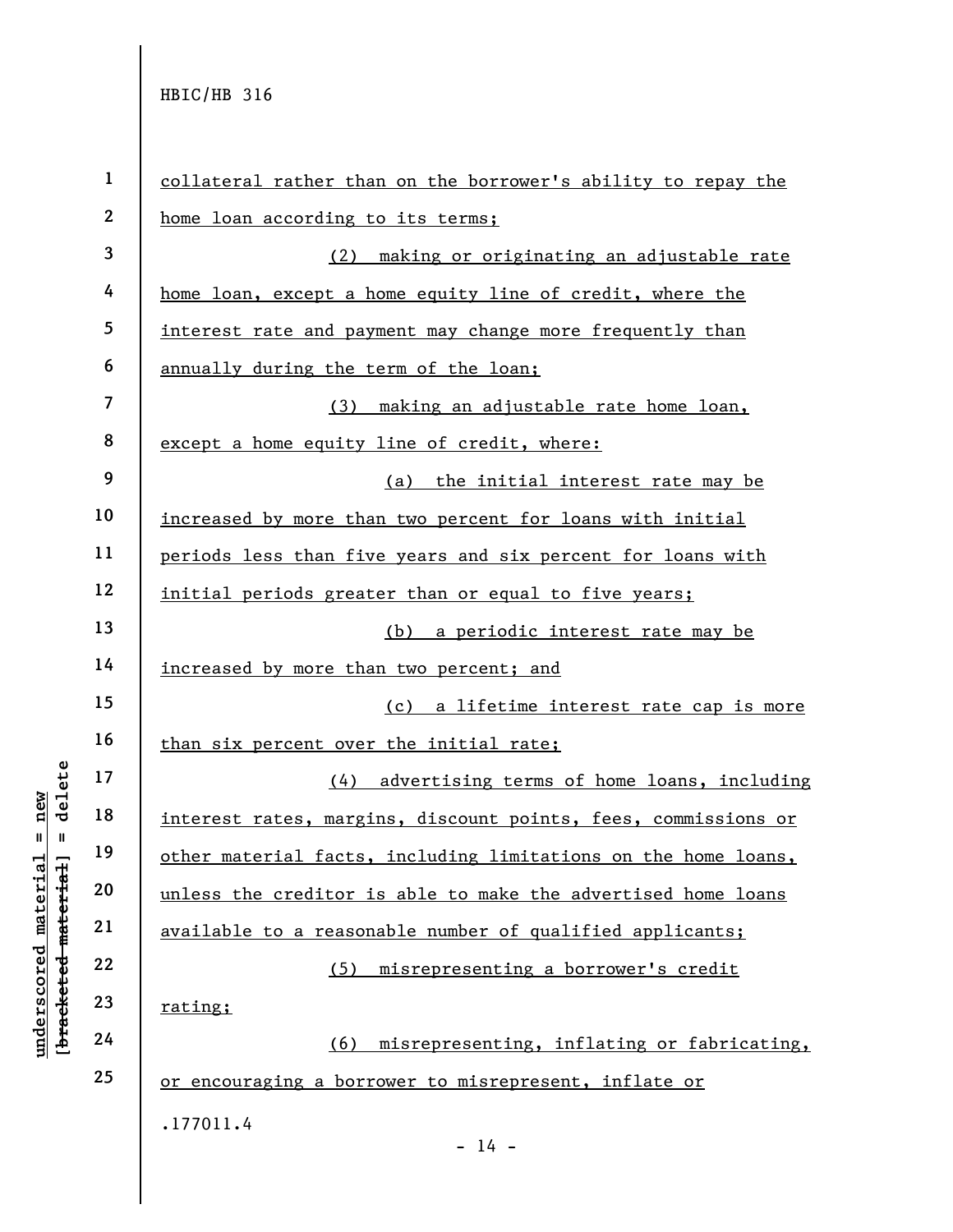collateral rather than on the borrower's ability to repay the home loan according to its terms;

(2) making or originating an adjustable rate home loan, except a home equity line of credit, where the interest rate and payment may change more frequently than annually during the term of the loan;

(3) making an adjustable rate home loan, except a home equity line of credit, where:

(a) the initial interest rate may be increased by more than two percent for loans with initial periods less than five years and six percent for loans with initial periods greater than or equal to five years;

(b) a periodic interest rate may be increased by more than two percent; and

(c) a lifetime interest rate cap is more than six percent over the initial rate;

(4) advertising terms of home loans, including interest rates, margins, discount points, fees, commissions or other material facts, including limitations on the home loans, unless the creditor is able to make the advertised home loans available to a reasonable number of qualified applicants;

(5) misrepresenting a borrower's credit rating;

(6) misrepresenting, inflating or fabricating, or encouraging a borrower to misrepresent, inflate or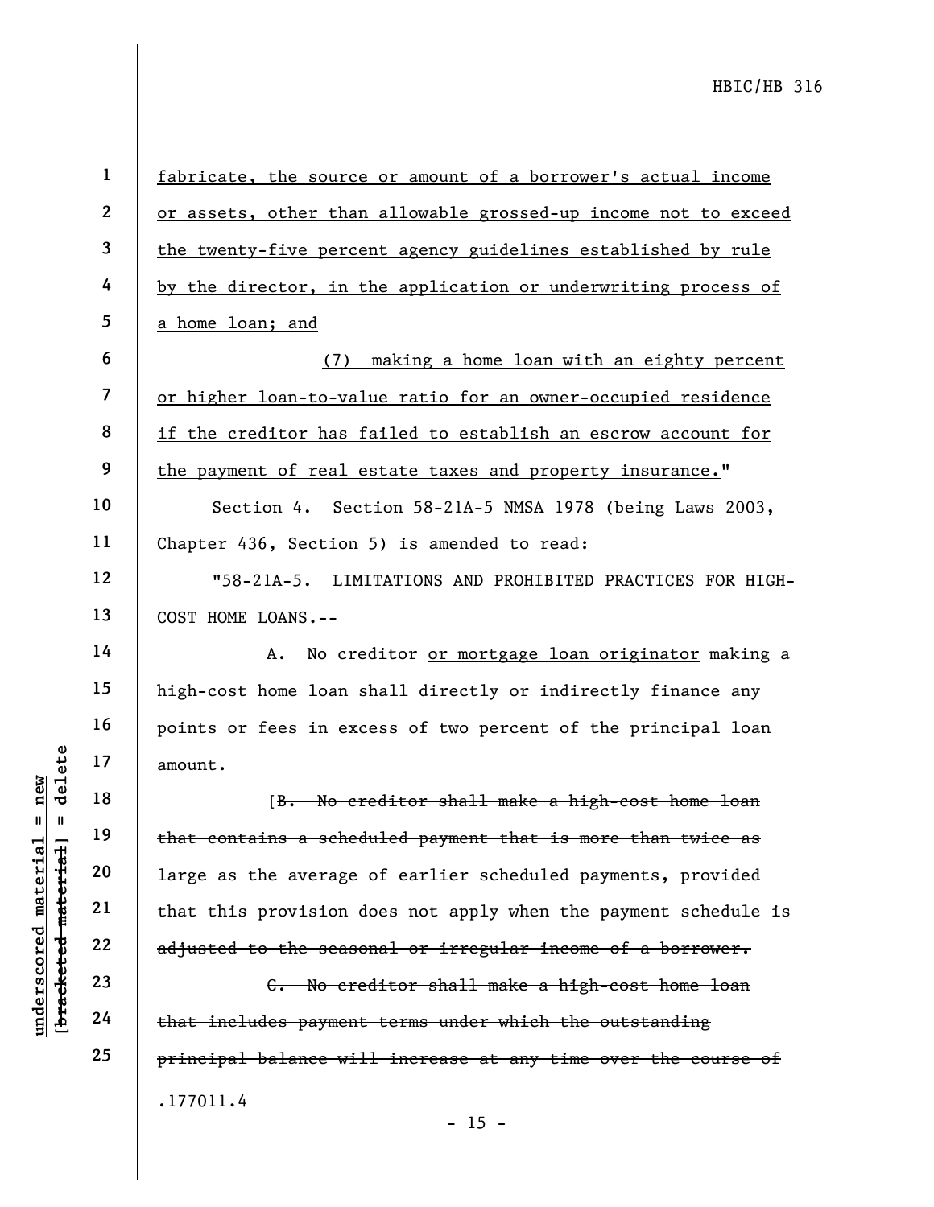fabricate, the source or amount of a borrower's actual income or assets, other than allowable grossed-up income not to exceed the twenty-five percent agency guidelines established by rule by the director, in the application or underwriting process of a home loan; and

(7) making a home loan with an eighty percent or higher loan-to-value ratio for an owner-occupied residence if the creditor has failed to establish an escrow account for the payment of real estate taxes and property insurance."

Section 4. Section 58-21A-5 NMSA 1978 (being Laws 2003, Chapter 436, Section 5) is amended to read:

"58-21A-5. LIMITATIONS AND PROHIBITED PRACTICES FOR HIGH-COST HOME LOANS.--

A. No creditor or mortgage loan originator making a high-cost home loan shall directly or indirectly finance any points or fees in excess of two percent of the principal loan amount.

[~~B. No creditor shall make a high-cost home loan that contains a scheduled payment that is more than twice as large as the average of earlier scheduled payments, provided that this provision does not apply when the payment schedule is adjusted to the seasonal or irregular income of a borrower.~~

~~C. No creditor shall make a high-cost home loan that includes payment terms under which the outstanding principal balance will increase at any time over the course of~~

.177011.4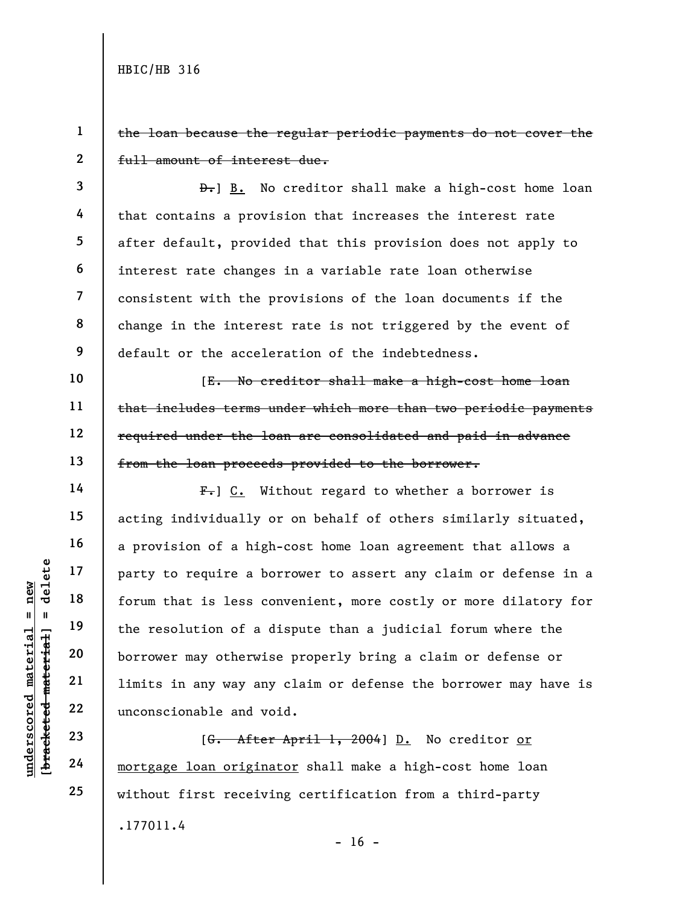~~the loan because the regular periodic payments do not cover the full amount of interest due.~~

~~D.~~] <u>B.</u> No creditor shall make a high-cost home loan that contains a provision that increases the interest rate after default, provided that this provision does not apply to interest rate changes in a variable rate loan otherwise consistent with the provisions of the loan documents if the change in the interest rate is not triggered by the event of default or the acceleration of the indebtedness.

[~~E. No creditor shall make a high-cost home loan that includes terms under which more than two periodic payments required under the loan are consolidated and paid in advance from the loan proceeds provided to the borrower.~~

~~F.~~] <u>C.</u> Without regard to whether a borrower is acting individually or on behalf of others similarly situated, a provision of a high-cost home loan agreement that allows a party to require a borrower to assert any claim or defense in a forum that is less convenient, more costly or more dilatory for the resolution of a dispute than a judicial forum where the borrower may otherwise properly bring a claim or defense or limits in any way any claim or defense the borrower may have is unconscionable and void.

[~~G. After April 1, 2004~~] <u>D.</u> No creditor <u>or mortgage loan originator</u> shall make a high-cost home loan without first receiving certification from a third-party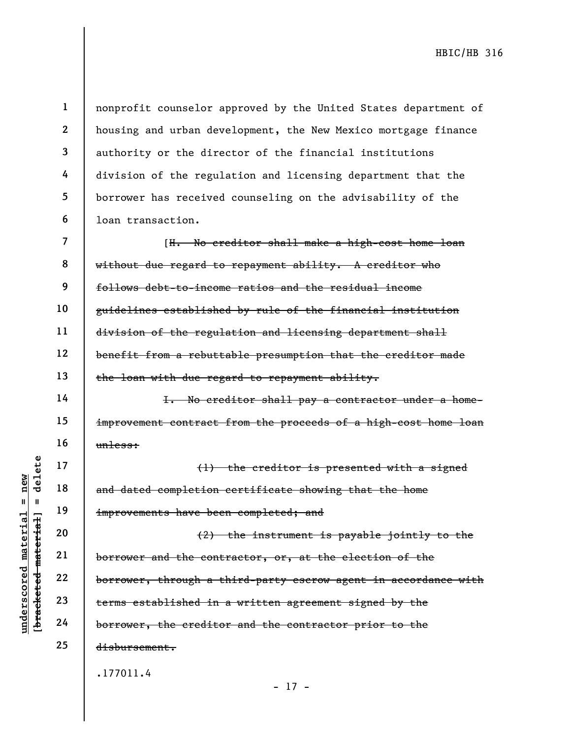nonprofit counselor approved by the United States department of housing and urban development, the New Mexico mortgage finance authority or the director of the financial institutions division of the regulation and licensing department that the borrower has received counseling on the advisability of the loan transaction.

[~~H. No creditor shall make a high-cost home loan without due regard to repayment ability. A creditor who follows debt-to-income ratios and the residual income guidelines established by rule of the financial institution division of the regulation and licensing department shall benefit from a rebuttable presumption that the creditor made the loan with due regard to repayment ability.~~

~~I. No creditor shall pay a contractor under a home-improvement contract from the proceeds of a high-cost home loan unless:~~

~~(1) the creditor is presented with a signed and dated completion certificate showing that the home improvements have been completed; and~~

~~(2) the instrument is payable jointly to the borrower and the contractor, or, at the election of the borrower, through a third-party escrow agent in accordance with terms established in a written agreement signed by the borrower, the creditor and the contractor prior to the disbursement.~~

.177011.4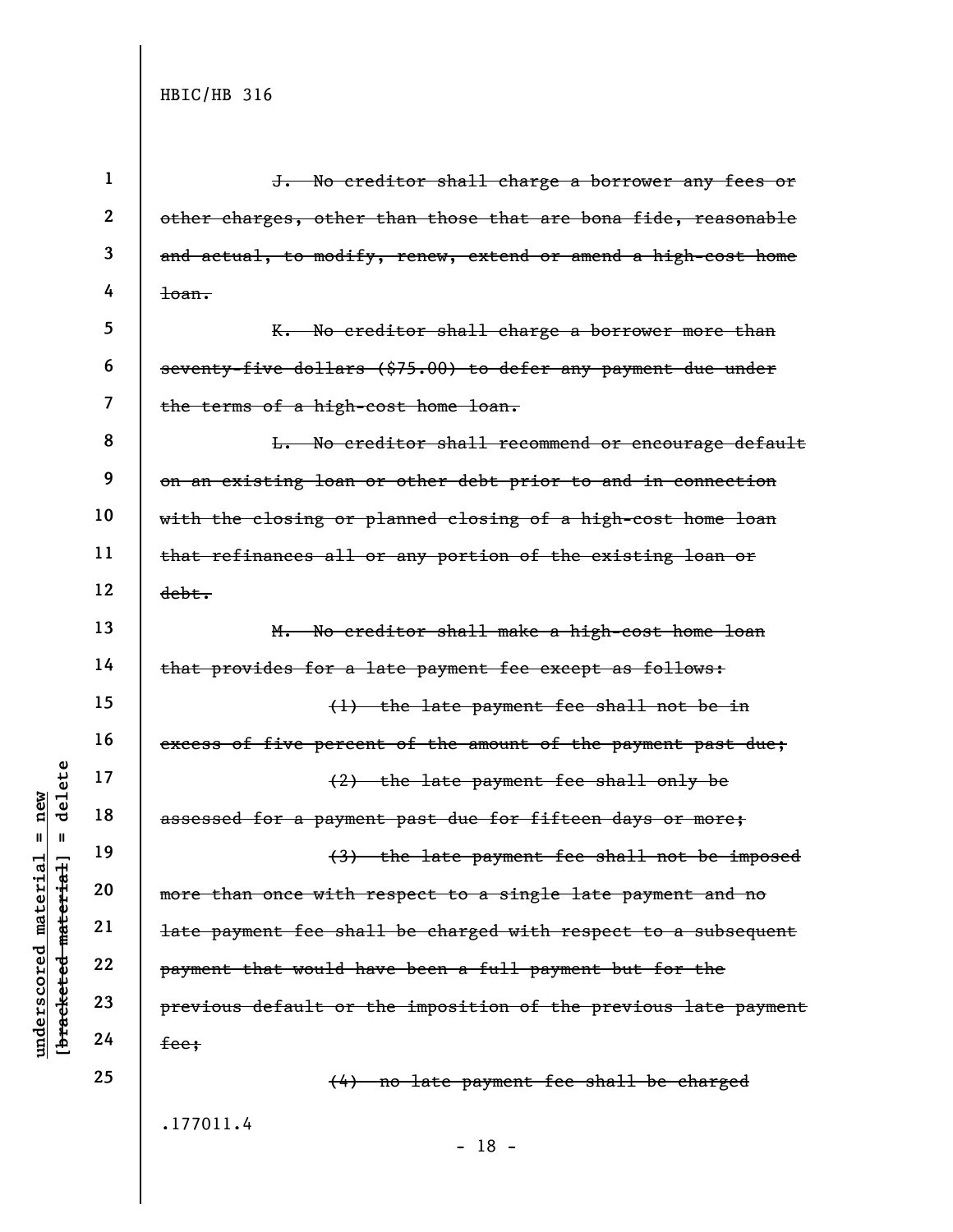~~J. No creditor shall charge a borrower any fees or other charges, other than those that are bona fide, reasonable and actual, to modify, renew, extend or amend a high-cost home loan.~~

~~K. No creditor shall charge a borrower more than seventy-five dollars ($75.00) to defer any payment due under the terms of a high-cost home loan.~~

~~L. No creditor shall recommend or encourage default on an existing loan or other debt prior to and in connection with the closing or planned closing of a high-cost home loan that refinances all or any portion of the existing loan or debt.~~

~~M. No creditor shall make a high-cost home loan that provides for a late payment fee except as follows:~~

~~(1) the late payment fee shall not be in excess of five percent of the amount of the payment past due;~~

~~(2) the late payment fee shall only be assessed for a payment past due for fifteen days or more;~~

~~(3) the late payment fee shall not be imposed more than once with respect to a single late payment and no late payment fee shall be charged with respect to a subsequent payment that would have been a full payment but for the previous default or the imposition of the previous late payment fee;~~

~~(4) no late payment fee shall be charged~~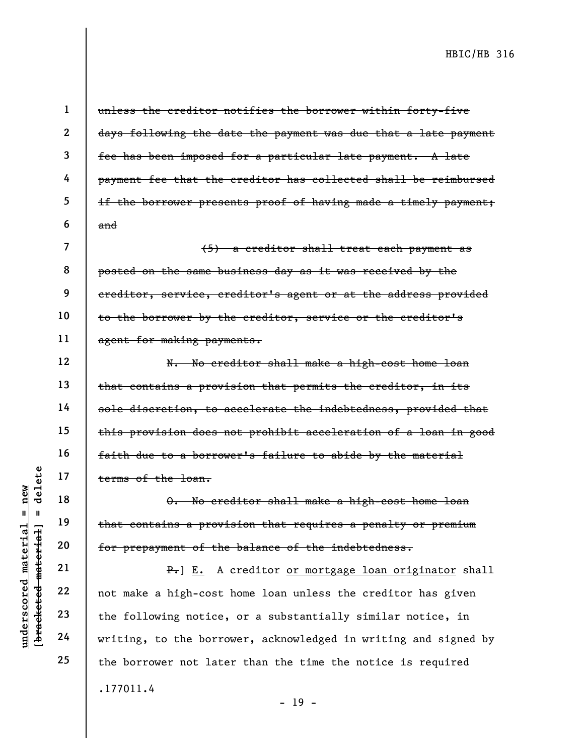~~unless the creditor notifies the borrower within forty-five days following the date the payment was due that a late payment fee has been imposed for a particular late payment. A late payment fee that the creditor has collected shall be reimbursed if the borrower presents proof of having made a timely payment; and~~

~~(5) a creditor shall treat each payment as posted on the same business day as it was received by the creditor, service, creditor's agent or at the address provided to the borrower by the creditor, service or the creditor's agent for making payments.~~

~~N. No creditor shall make a high-cost home loan that contains a provision that permits the creditor, in its sole discretion, to accelerate the indebtedness, provided that this provision does not prohibit acceleration of a loan in good faith due to a borrower's failure to abide by the material terms of the loan.~~

~~O. No creditor shall make a high-cost home loan that contains a provision that requires a penalty or premium for prepayment of the balance of the indebtedness.~~

~~P.~~] <u>E.</u> A creditor <u>or mortgage loan originator</u> shall not make a high-cost home loan unless the creditor has given the following notice, or a substantially similar notice, in writing, to the borrower, acknowledged in writing and signed by the borrower not later than the time the notice is required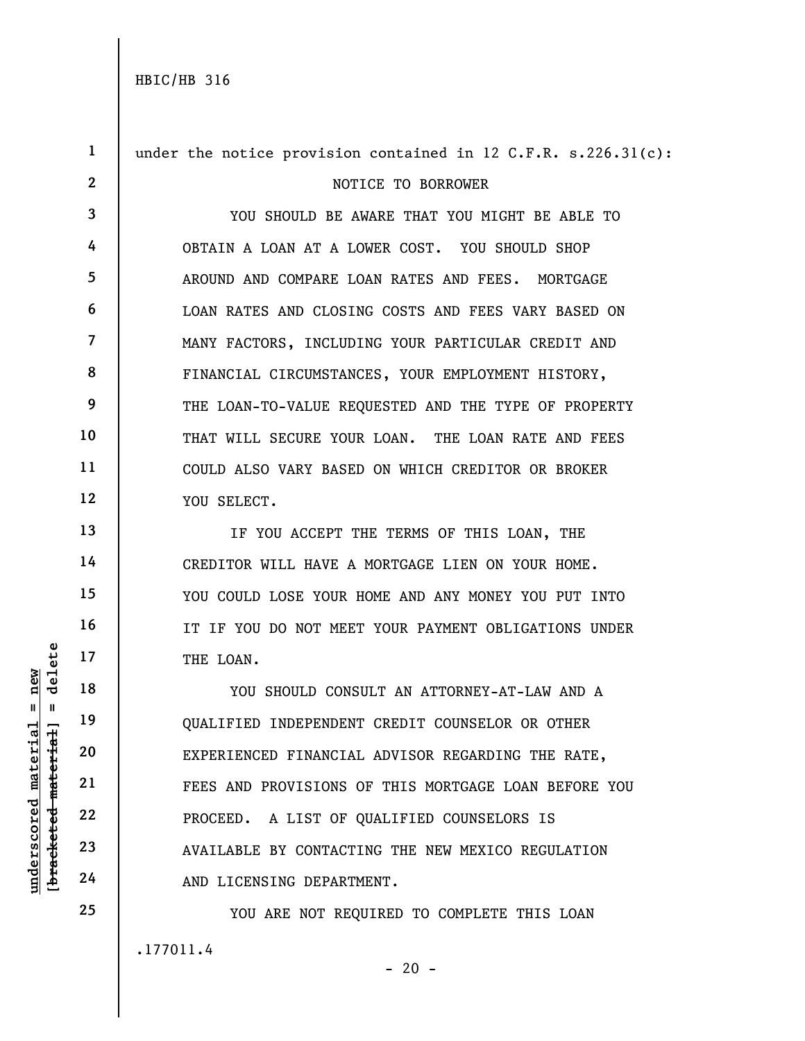under the notice provision contained in 12 C.F.R. s.226.31(c):

NOTICE TO BORROWER

YOU SHOULD BE AWARE THAT YOU MIGHT BE ABLE TO OBTAIN A LOAN AT A LOWER COST. YOU SHOULD SHOP AROUND AND COMPARE LOAN RATES AND FEES. MORTGAGE LOAN RATES AND CLOSING COSTS AND FEES VARY BASED ON MANY FACTORS, INCLUDING YOUR PARTICULAR CREDIT AND FINANCIAL CIRCUMSTANCES, YOUR EMPLOYMENT HISTORY, THE LOAN-TO-VALUE REQUESTED AND THE TYPE OF PROPERTY THAT WILL SECURE YOUR LOAN. THE LOAN RATE AND FEES COULD ALSO VARY BASED ON WHICH CREDITOR OR BROKER YOU SELECT.

IF YOU ACCEPT THE TERMS OF THIS LOAN, THE CREDITOR WILL HAVE A MORTGAGE LIEN ON YOUR HOME. YOU COULD LOSE YOUR HOME AND ANY MONEY YOU PUT INTO IT IF YOU DO NOT MEET YOUR PAYMENT OBLIGATIONS UNDER THE LOAN.

YOU SHOULD CONSULT AN ATTORNEY-AT-LAW AND A QUALIFIED INDEPENDENT CREDIT COUNSELOR OR OTHER EXPERIENCED FINANCIAL ADVISOR REGARDING THE RATE, FEES AND PROVISIONS OF THIS MORTGAGE LOAN BEFORE YOU PROCEED. A LIST OF QUALIFIED COUNSELORS IS AVAILABLE BY CONTACTING THE NEW MEXICO REGULATION AND LICENSING DEPARTMENT.

YOU ARE NOT REQUIRED TO COMPLETE THIS LOAN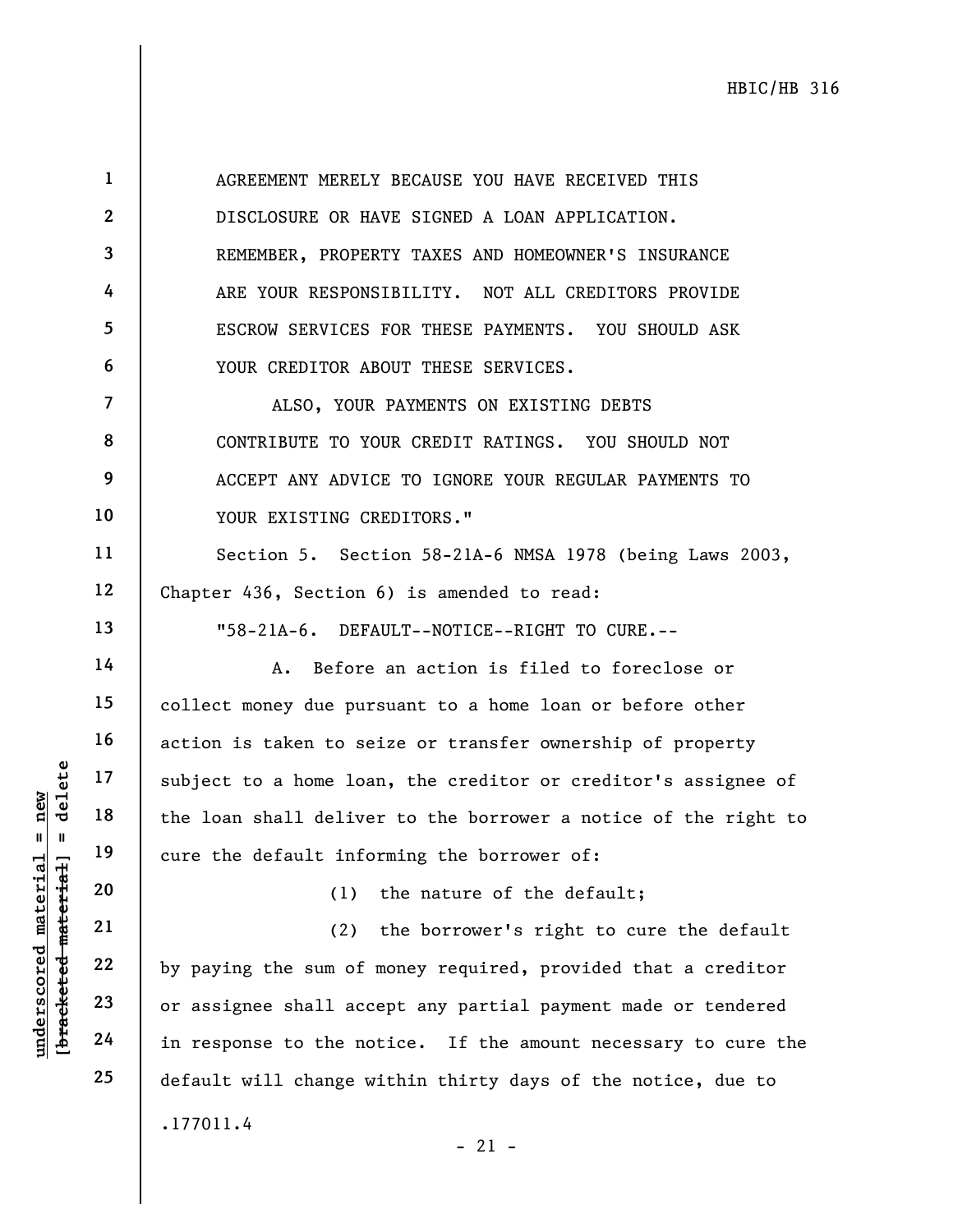AGREEMENT MERELY BECAUSE YOU HAVE RECEIVED THIS DISCLOSURE OR HAVE SIGNED A LOAN APPLICATION. REMEMBER, PROPERTY TAXES AND HOMEOWNER'S INSURANCE ARE YOUR RESPONSIBILITY. NOT ALL CREDITORS PROVIDE ESCROW SERVICES FOR THESE PAYMENTS. YOU SHOULD ASK YOUR CREDITOR ABOUT THESE SERVICES.

ALSO, YOUR PAYMENTS ON EXISTING DEBTS CONTRIBUTE TO YOUR CREDIT RATINGS. YOU SHOULD NOT ACCEPT ANY ADVICE TO IGNORE YOUR REGULAR PAYMENTS TO YOUR EXISTING CREDITORS."

Section 5. Section 58-21A-6 NMSA 1978 (being Laws 2003, Chapter 436, Section 6) is amended to read:

"58-21A-6. DEFAULT--NOTICE--RIGHT TO CURE.--

A. Before an action is filed to foreclose or collect money due pursuant to a home loan or before other action is taken to seize or transfer ownership of property subject to a home loan, the creditor or creditor's assignee of the loan shall deliver to the borrower a notice of the right to cure the default informing the borrower of:

(1) the nature of the default;

(2) the borrower's right to cure the default by paying the sum of money required, provided that a creditor or assignee shall accept any partial payment made or tendered in response to the notice. If the amount necessary to cure the default will change within thirty days of the notice, due to

.177011.4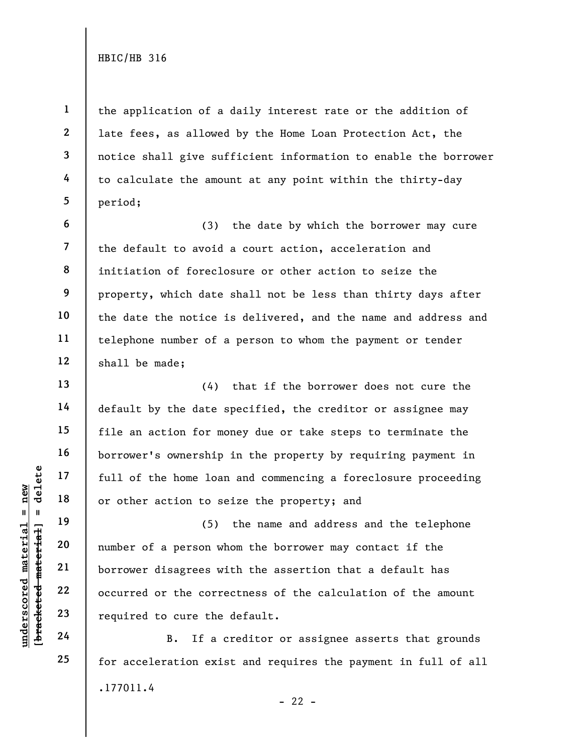the application of a daily interest rate or the addition of late fees, as allowed by the Home Loan Protection Act, the notice shall give sufficient information to enable the borrower to calculate the amount at any point within the thirty-day period;

(3) the date by which the borrower may cure the default to avoid a court action, acceleration and initiation of foreclosure or other action to seize the property, which date shall not be less than thirty days after the date the notice is delivered, and the name and address and telephone number of a person to whom the payment or tender shall be made;

(4) that if the borrower does not cure the default by the date specified, the creditor or assignee may file an action for money due or take steps to terminate the borrower's ownership in the property by requiring payment in full of the home loan and commencing a foreclosure proceeding or other action to seize the property; and

(5) the name and address and the telephone number of a person whom the borrower may contact if the borrower disagrees with the assertion that a default has occurred or the correctness of the calculation of the amount required to cure the default.

B. If a creditor or assignee asserts that grounds for acceleration exist and requires the payment in full of all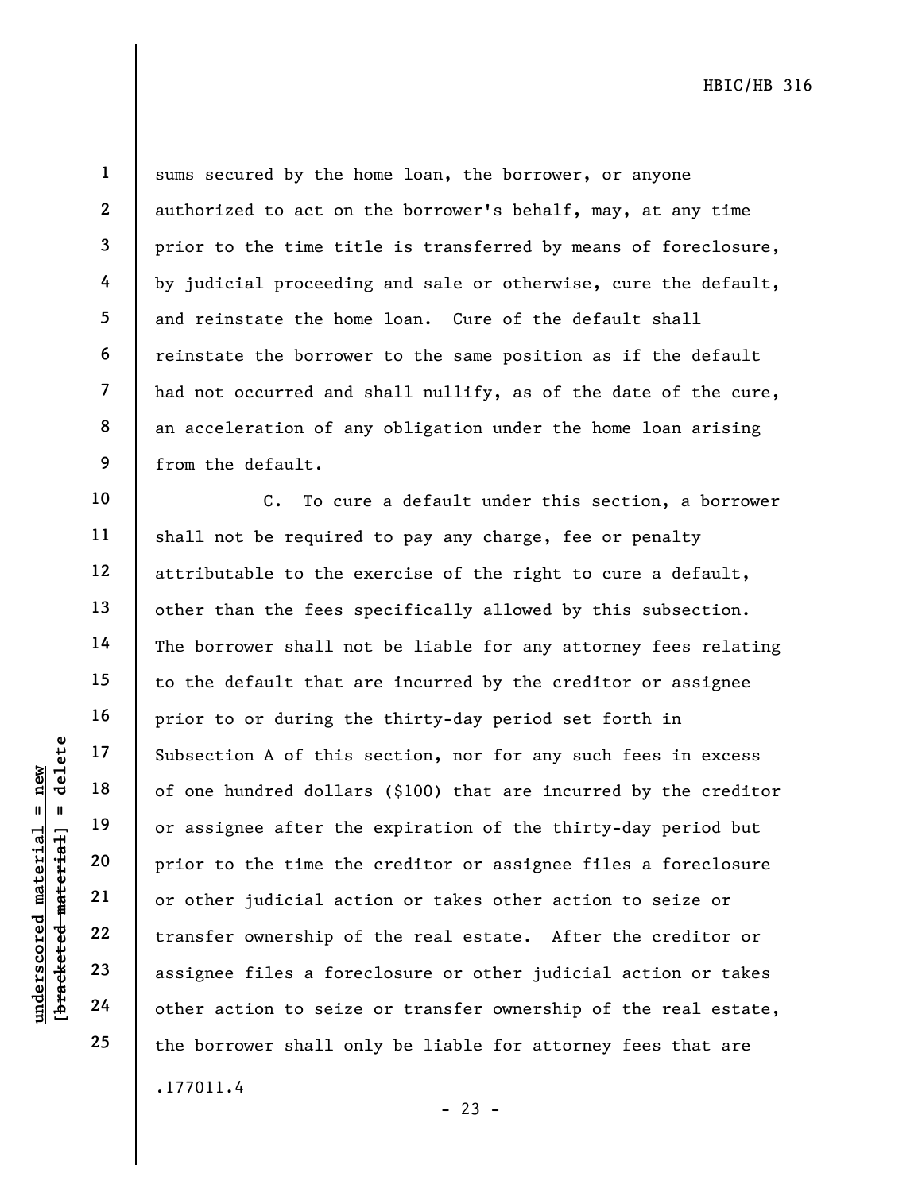sums secured by the home loan, the borrower, or anyone authorized to act on the borrower's behalf, may, at any time prior to the time title is transferred by means of foreclosure, by judicial proceeding and sale or otherwise, cure the default, and reinstate the home loan. Cure of the default shall reinstate the borrower to the same position as if the default had not occurred and shall nullify, as of the date of the cure, an acceleration of any obligation under the home loan arising from the default.

C. To cure a default under this section, a borrower shall not be required to pay any charge, fee or penalty attributable to the exercise of the right to cure a default, other than the fees specifically allowed by this subsection. The borrower shall not be liable for any attorney fees relating to the default that are incurred by the creditor or assignee prior to or during the thirty-day period set forth in Subsection A of this section, nor for any such fees in excess of one hundred dollars ($100) that are incurred by the creditor or assignee after the expiration of the thirty-day period but prior to the time the creditor or assignee files a foreclosure or other judicial action or takes other action to seize or transfer ownership of the real estate. After the creditor or assignee files a foreclosure or other judicial action or takes other action to seize or transfer ownership of the real estate, the borrower shall only be liable for attorney fees that are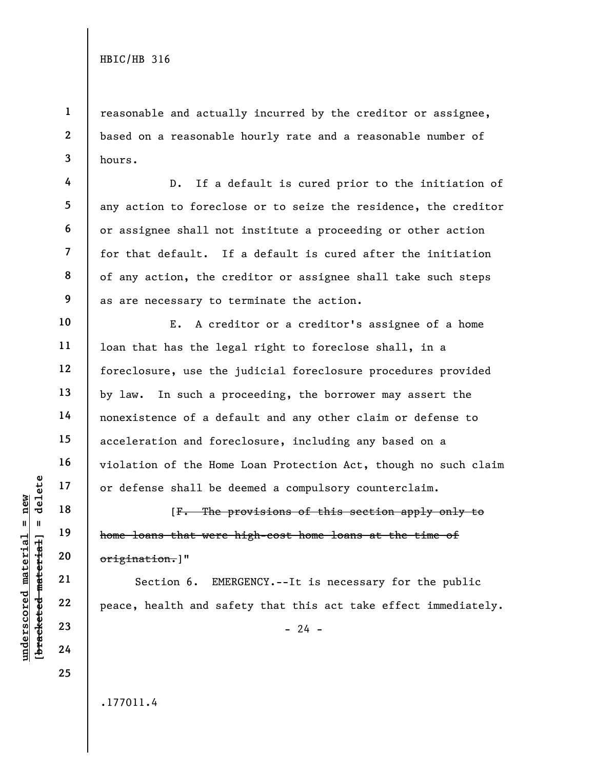reasonable and actually incurred by the creditor or assignee, based on a reasonable hourly rate and a reasonable number of hours.

D. If a default is cured prior to the initiation of any action to foreclose or to seize the residence, the creditor or assignee shall not institute a proceeding or other action for that default. If a default is cured after the initiation of any action, the creditor or assignee shall take such steps as are necessary to terminate the action.

E. A creditor or a creditor's assignee of a home loan that has the legal right to foreclose shall, in a foreclosure, use the judicial foreclosure procedures provided by law. In such a proceeding, the borrower may assert the nonexistence of a default and any other claim or defense to acceleration and foreclosure, including any based on a violation of the Home Loan Protection Act, though no such claim or defense shall be deemed a compulsory counterclaim.

[~~F. The provisions of this section apply only to home loans that were high-cost home loans at the time of origination.~~]"

Section 6. EMERGENCY.--It is necessary for the public peace, health and safety that this act take effect immediately.